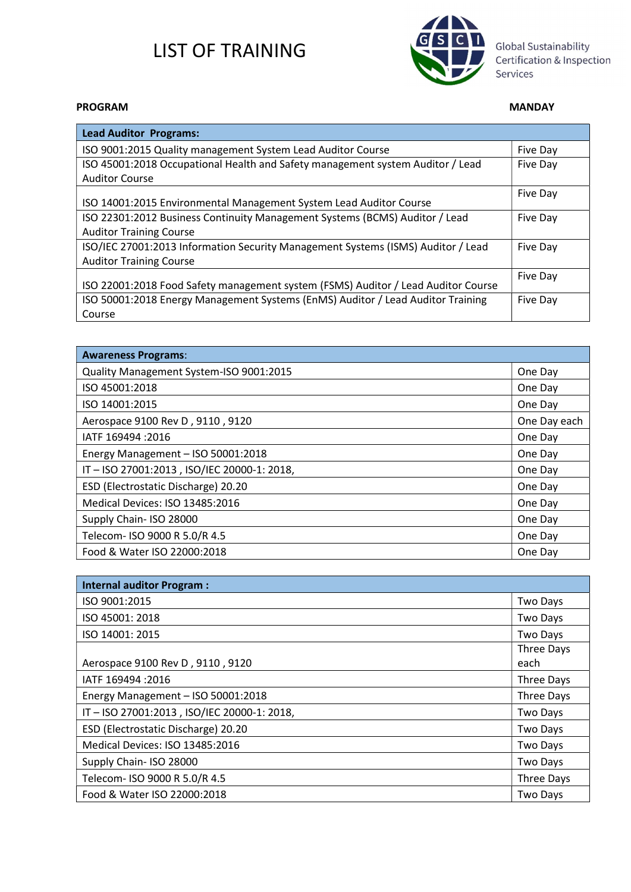# LIST OF TRAINING

Global Sustainability Certification & Inspection Services

**PROGRAM** **MANDAY**

| **Lead Auditor Programs:** | |
|---|---|
| ISO 9001:2015 Quality management System Lead Auditor Course | Five Day |
| ISO 45001:2018 Occupational Health and Safety management system Auditor / Lead Auditor Course | Five Day |
| ISO 14001:2015 Environmental Management System Lead Auditor Course | Five Day |
| ISO 22301:2012 Business Continuity Management Systems (BCMS) Auditor / Lead Auditor Training Course | Five Day |
| ISO/IEC 27001:2013 Information Security Management Systems (ISMS) Auditor / Lead Auditor Training Course | Five Day |
| ISO 22001:2018 Food Safety management system (FSMS) Auditor / Lead Auditor Course | Five Day |
| ISO 50001:2018 Energy Management Systems (EnMS) Auditor / Lead Auditor Training Course | Five Day |

| **Awareness Programs**: | |
|---|---|
| Quality Management System-ISO 9001:2015 | One Day |
| ISO 45001:2018 | One Day |
| ISO 14001:2015 | One Day |
| Aerospace 9100 Rev D , 9110 , 9120 | One Day each |
| IATF 169494 :2016 | One Day |
| Energy Management – ISO 50001:2018 | One Day |
| IT – ISO 27001:2013 , ISO/IEC 20000-1: 2018, | One Day |
| ESD (Electrostatic Discharge) 20.20 | One Day |
| Medical Devices: ISO 13485:2016 | One Day |
| Supply Chain- ISO 28000 | One Day |
| Telecom- ISO 9000 R 5.0/R 4.5 | One Day |
| Food & Water ISO 22000:2018 | One Day |

| **Internal auditor Program :** | |
|---|---|
| ISO 9001:2015 | Two Days |
| ISO 45001: 2018 | Two Days |
| ISO 14001: 2015 | Two Days |
| Aerospace 9100 Rev D , 9110 , 9120 | Three Days each |
| IATF 169494 :2016 | Three Days |
| Energy Management – ISO 50001:2018 | Three Days |
| IT – ISO 27001:2013 , ISO/IEC 20000-1: 2018, | Two Days |
| ESD (Electrostatic Discharge) 20.20 | Two Days |
| Medical Devices: ISO 13485:2016 | Two Days |
| Supply Chain- ISO 28000 | Two Days |
| Telecom- ISO 9000 R 5.0/R 4.5 | Three Days |
| Food & Water ISO 22000:2018 | Two Days |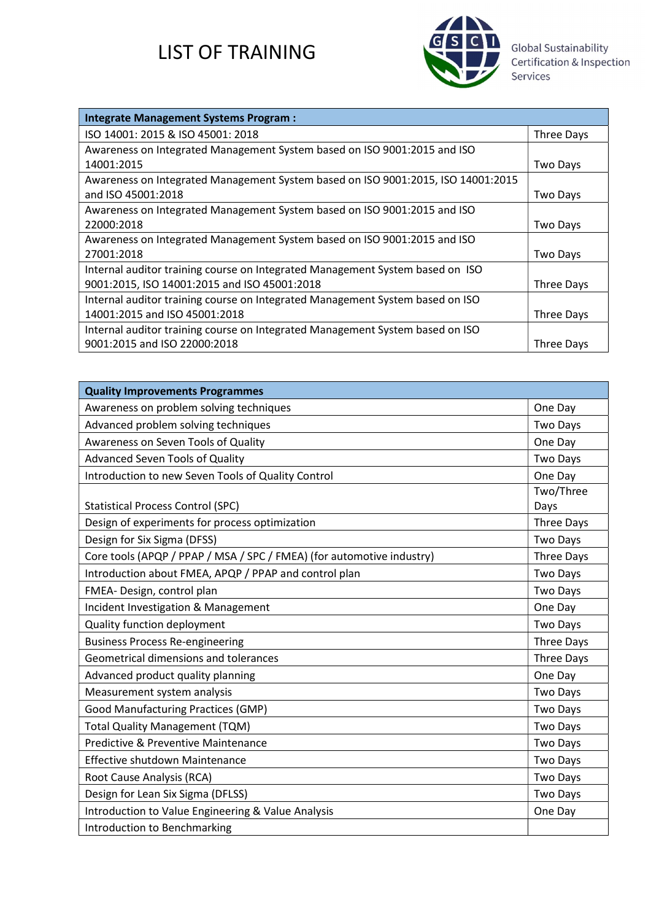# LIST OF TRAINING

Global Sustainability Certification & Inspection Services

| Integrate Management Systems Program : | |
|---|---|
| ISO 14001: 2015 & ISO 45001: 2018 | Three Days |
| Awareness on Integrated Management System based on ISO 9001:2015 and ISO 14001:2015 | Two Days |
| Awareness on Integrated Management System based on ISO 9001:2015, ISO 14001:2015 and ISO 45001:2018 | Two Days |
| Awareness on Integrated Management System based on ISO 9001:2015 and ISO 22000:2018 | Two Days |
| Awareness on Integrated Management System based on ISO 9001:2015 and ISO 27001:2018 | Two Days |
| Internal auditor training course on Integrated Management System based on ISO 9001:2015, ISO 14001:2015 and ISO 45001:2018 | Three Days |
| Internal auditor training course on Integrated Management System based on ISO 14001:2015 and ISO 45001:2018 | Three Days |
| Internal auditor training course on Integrated Management System based on ISO 9001:2015 and ISO 22000:2018 | Three Days |

| Quality Improvements Programmes | |
|---|---|
| Awareness on problem solving techniques | One Day |
| Advanced problem solving techniques | Two Days |
| Awareness on Seven Tools of Quality | One Day |
| Advanced Seven Tools of Quality | Two Days |
| Introduction to new Seven Tools of Quality Control | One Day |
| Statistical Process Control (SPC) | Two/Three Days |
| Design of experiments for process optimization | Three Days |
| Design for Six Sigma (DFSS) | Two Days |
| Core tools (APQP / PPAP / MSA / SPC / FMEA) (for automotive industry) | Three Days |
| Introduction about FMEA, APQP / PPAP and control plan | Two Days |
| FMEA- Design, control plan | Two Days |
| Incident Investigation & Management | One Day |
| Quality function deployment | Two Days |
| Business Process Re-engineering | Three Days |
| Geometrical dimensions and tolerances | Three Days |
| Advanced product quality planning | One Day |
| Measurement system analysis | Two Days |
| Good Manufacturing Practices (GMP) | Two Days |
| Total Quality Management (TQM) | Two Days |
| Predictive & Preventive Maintenance | Two Days |
| Effective shutdown Maintenance | Two Days |
| Root Cause Analysis (RCA) | Two Days |
| Design for Lean Six Sigma (DFLSS) | Two Days |
| Introduction to Value Engineering & Value Analysis | One Day |
| Introduction to Benchmarking | |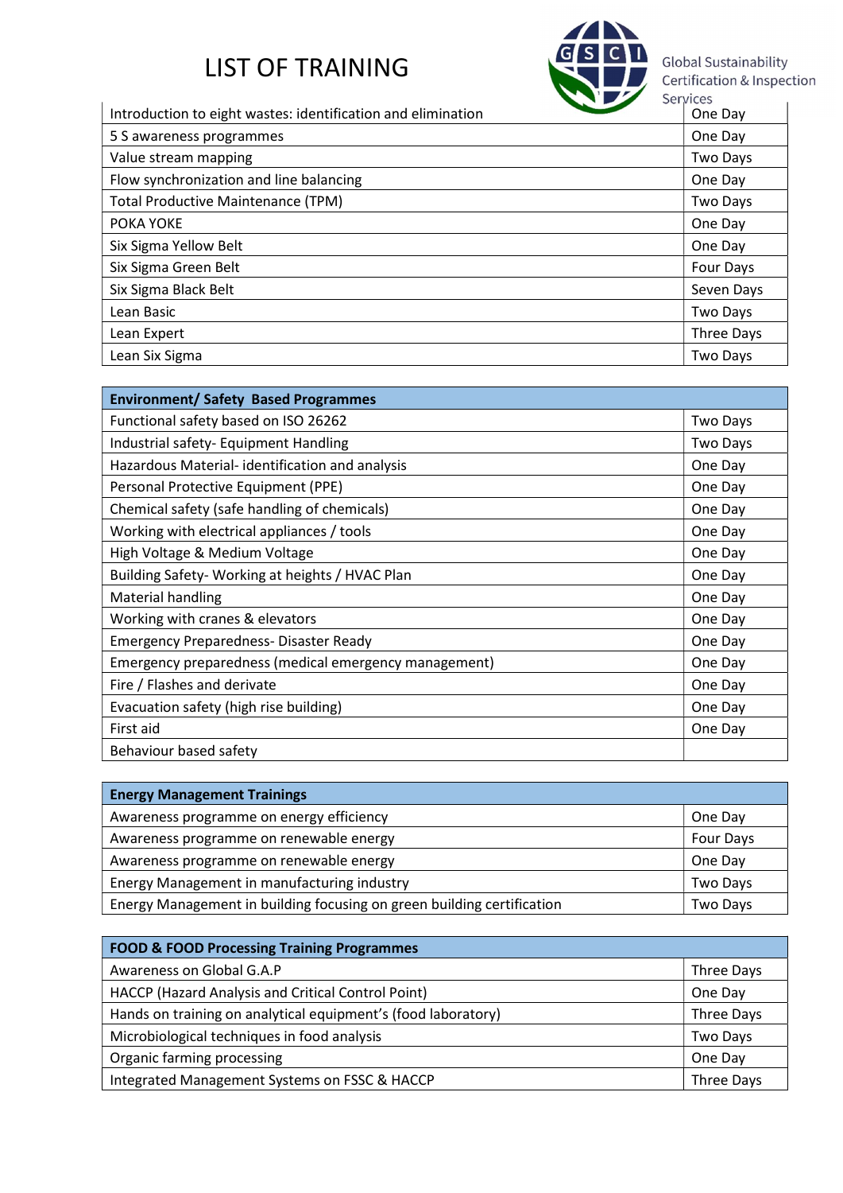# LIST OF TRAINING

Global Sustainability Certification & Inspection Services

| | |
|---|---|
| Introduction to eight wastes: identification and elimination | One Day |
| 5 S awareness programmes | One Day |
| Value stream mapping | Two Days |
| Flow synchronization and line balancing | One Day |
| Total Productive Maintenance (TPM) | Two Days |
| POKA YOKE | One Day |
| Six Sigma Yellow Belt | One Day |
| Six Sigma Green Belt | Four Days |
| Six Sigma Black Belt | Seven Days |
| Lean Basic | Two Days |
| Lean Expert | Three Days |
| Lean Six Sigma | Two Days |

| **Environment/ Safety Based Programmes** | |
|---|---|
| Functional safety based on ISO 26262 | Two Days |
| Industrial safety- Equipment Handling | Two Days |
| Hazardous Material- identification and analysis | One Day |
| Personal Protective Equipment (PPE) | One Day |
| Chemical safety (safe handling of chemicals) | One Day |
| Working with electrical appliances / tools | One Day |
| High Voltage & Medium Voltage | One Day |
| Building Safety- Working at heights / HVAC Plan | One Day |
| Material handling | One Day |
| Working with cranes & elevators | One Day |
| Emergency Preparedness- Disaster Ready | One Day |
| Emergency preparedness (medical emergency management) | One Day |
| Fire / Flashes and derivate | One Day |
| Evacuation safety (high rise building) | One Day |
| First aid | One Day |
| Behaviour based safety | |

| **Energy Management Trainings** | |
|---|---|
| Awareness programme on energy efficiency | One Day |
| Awareness programme on renewable energy | Four Days |
| Awareness programme on renewable energy | One Day |
| Energy Management in manufacturing industry | Two Days |
| Energy Management in building focusing on green building certification | Two Days |

| **FOOD & FOOD Processing Training Programmes** | |
|---|---|
| Awareness on Global G.A.P | Three Days |
| HACCP (Hazard Analysis and Critical Control Point) | One Day |
| Hands on training on analytical equipment's (food laboratory) | Three Days |
| Microbiological techniques in food analysis | Two Days |
| Organic farming processing | One Day |
| Integrated Management Systems on FSSC & HACCP | Three Days |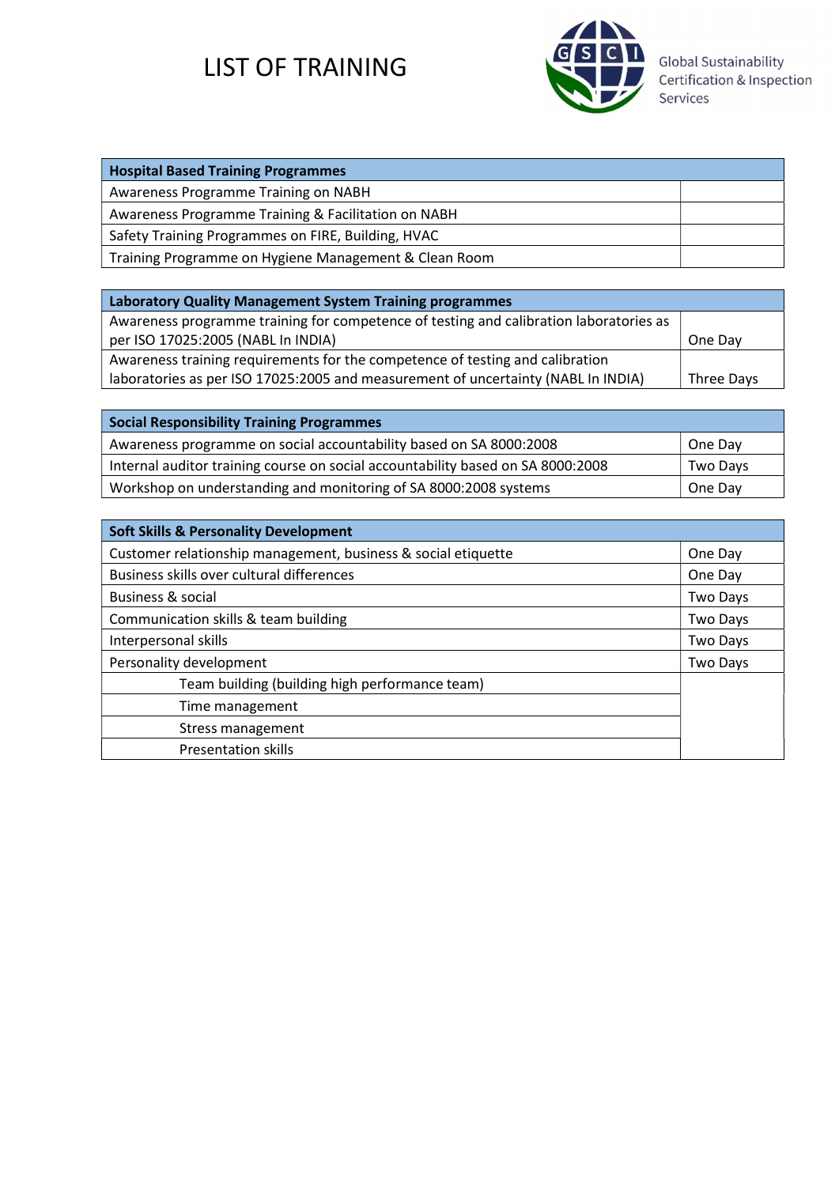# LIST OF TRAINING

Global Sustainability Certification & Inspection Services

| **Hospital Based Training Programmes** | |
|---|---|
| Awareness Programme Training on NABH | |
| Awareness Programme Training & Facilitation on NABH | |
| Safety Training Programmes on FIRE, Building, HVAC | |
| Training Programme on Hygiene Management & Clean Room | |

| **Laboratory Quality Management System Training programmes** | |
|---|---|
| Awareness programme training for competence of testing and calibration laboratories as per ISO 17025:2005 (NABL In INDIA) | One Day |
| Awareness training requirements for the competence of testing and calibration laboratories as per ISO 17025:2005 and measurement of uncertainty (NABL In INDIA) | Three Days |

| **Social Responsibility Training Programmes** | |
|---|---|
| Awareness programme on social accountability based on SA 8000:2008 | One Day |
| Internal auditor training course on social accountability based on SA 8000:2008 | Two Days |
| Workshop on understanding and monitoring of SA 8000:2008 systems | One Day |

| **Soft Skills & Personality Development** | |
|---|---|
| Customer relationship management, business & social etiquette | One Day |
| Business skills over cultural differences | One Day |
| Business & social | Two Days |
| Communication skills & team building | Two Days |
| Interpersonal skills | Two Days |
| Personality development | Two Days |
| Team building (building high performance team) | |
| Time management | |
| Stress management | |
| Presentation skills | |